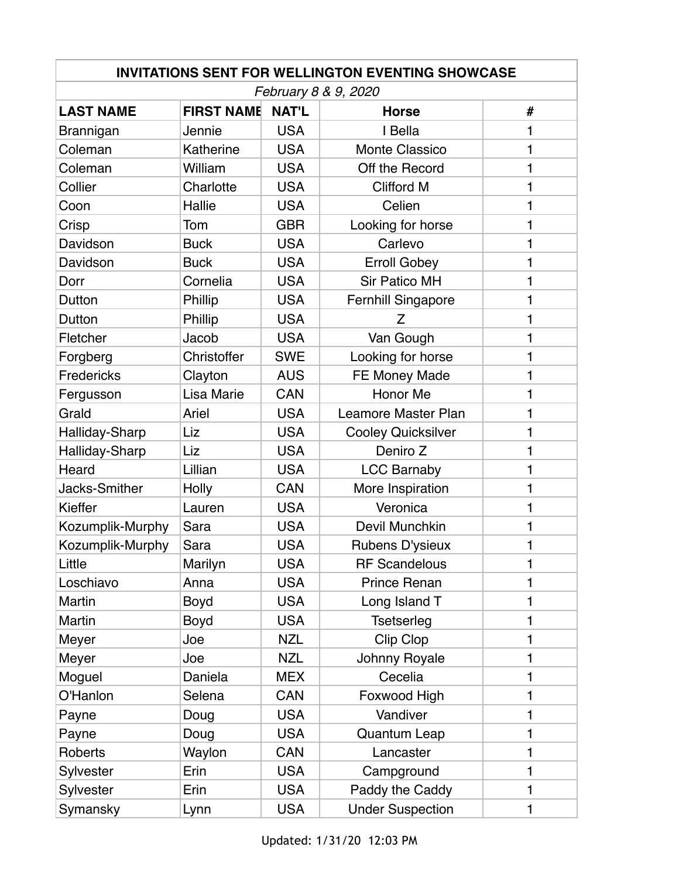| INVITATIONS SENT FOR WELLINGTON EVENTING SHOWCASE | | | | |
|---|---|---|---|---|
| *February 8 & 9, 2020* | | | | |
| **LAST NAME** | **FIRST NAME** | **NAT'L** | **Horse** | **#** |
| Brannigan | Jennie | USA | I Bella | 1 |
| Coleman | Katherine | USA | Monte Classico | 1 |
| Coleman | William | USA | Off the Record | 1 |
| Collier | Charlotte | USA | Clifford M | 1 |
| Coon | Hallie | USA | Celien | 1 |
| Crisp | Tom | GBR | Looking for horse | 1 |
| Davidson | Buck | USA | Carlevo | 1 |
| Davidson | Buck | USA | Erroll Gobey | 1 |
| Dorr | Cornelia | USA | Sir Patico MH | 1 |
| Dutton | Phillip | USA | Fernhill Singapore | 1 |
| Dutton | Phillip | USA | Z | 1 |
| Fletcher | Jacob | USA | Van Gough | 1 |
| Forgberg | Christoffer | SWE | Looking for horse | 1 |
| Fredericks | Clayton | AUS | FE Money Made | 1 |
| Fergusson | Lisa Marie | CAN | Honor Me | 1 |
| Grald | Ariel | USA | Leamore Master Plan | 1 |
| Halliday-Sharp | Liz | USA | Cooley Quicksilver | 1 |
| Halliday-Sharp | Liz | USA | Deniro Z | 1 |
| Heard | Lillian | USA | LCC Barnaby | 1 |
| Jacks-Smither | Holly | CAN | More Inspiration | 1 |
| Kieffer | Lauren | USA | Veronica | 1 |
| Kozumplik-Murphy | Sara | USA | Devil Munchkin | 1 |
| Kozumplik-Murphy | Sara | USA | Rubens D'ysieux | 1 |
| Little | Marilyn | USA | RF Scandelous | 1 |
| Loschiavo | Anna | USA | Prince Renan | 1 |
| Martin | Boyd | USA | Long Island T | 1 |
| Martin | Boyd | USA | Tsetserleg | 1 |
| Meyer | Joe | NZL | Clip Clop | 1 |
| Meyer | Joe | NZL | Johnny Royale | 1 |
| Moguel | Daniela | MEX | Cecelia | 1 |
| O'Hanlon | Selena | CAN | Foxwood High | 1 |
| Payne | Doug | USA | Vandiver | 1 |
| Payne | Doug | USA | Quantum Leap | 1 |
| Roberts | Waylon | CAN | Lancaster | 1 |
| Sylvester | Erin | USA | Campground | 1 |
| Sylvester | Erin | USA | Paddy the Caddy | 1 |
| Symansky | Lynn | USA | Under Suspection | 1 |

Updated: 1/31/20 12:03 PM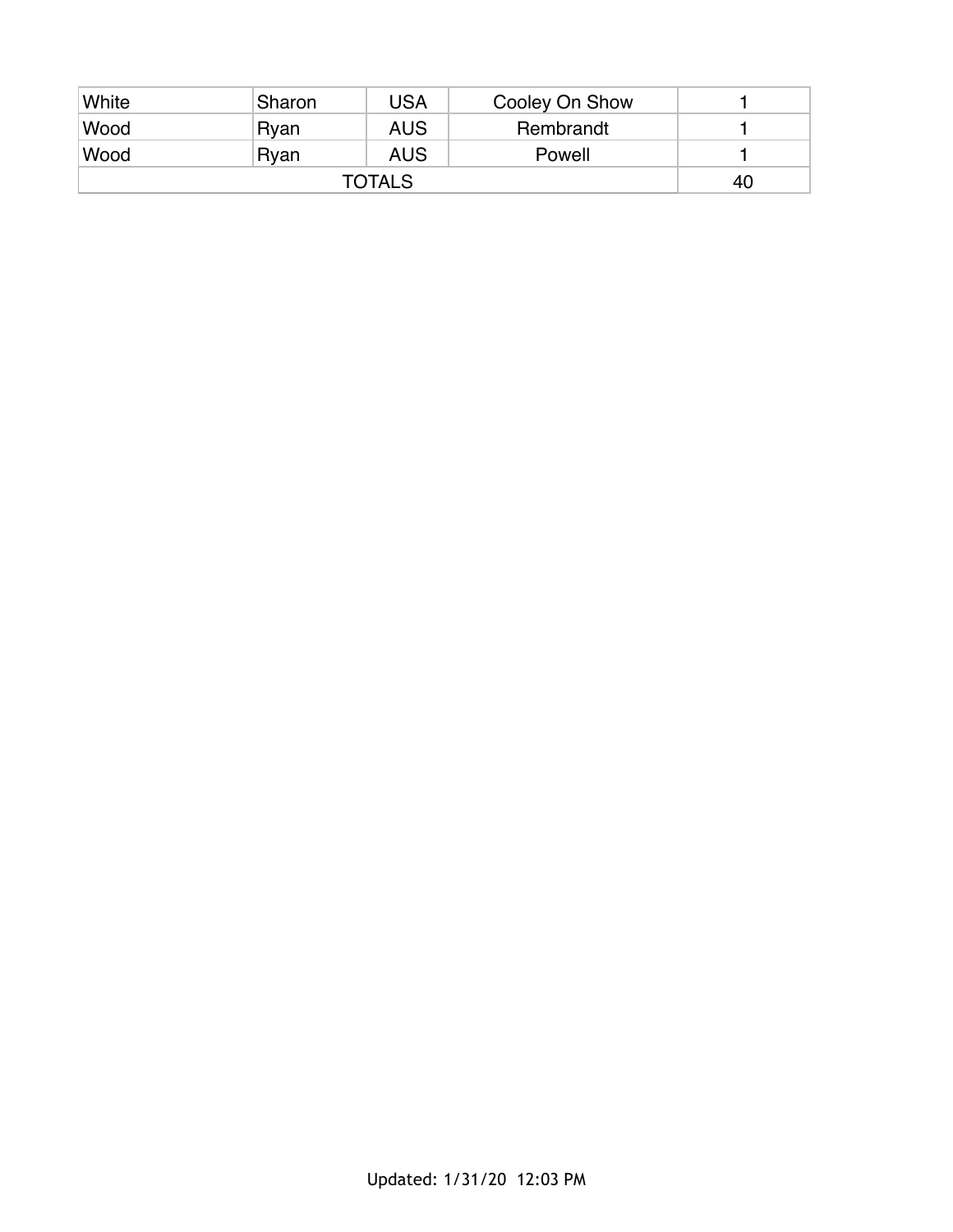| | | | | |
|---|---|---|---|---|
| White | Sharon | USA | Cooley On Show | 1 |
| Wood | Ryan | AUS | Rembrandt | 1 |
| Wood | Ryan | AUS | Powell | 1 |
| TOTALS | | | | 40 |

Updated: 1/31/20 12:03 PM